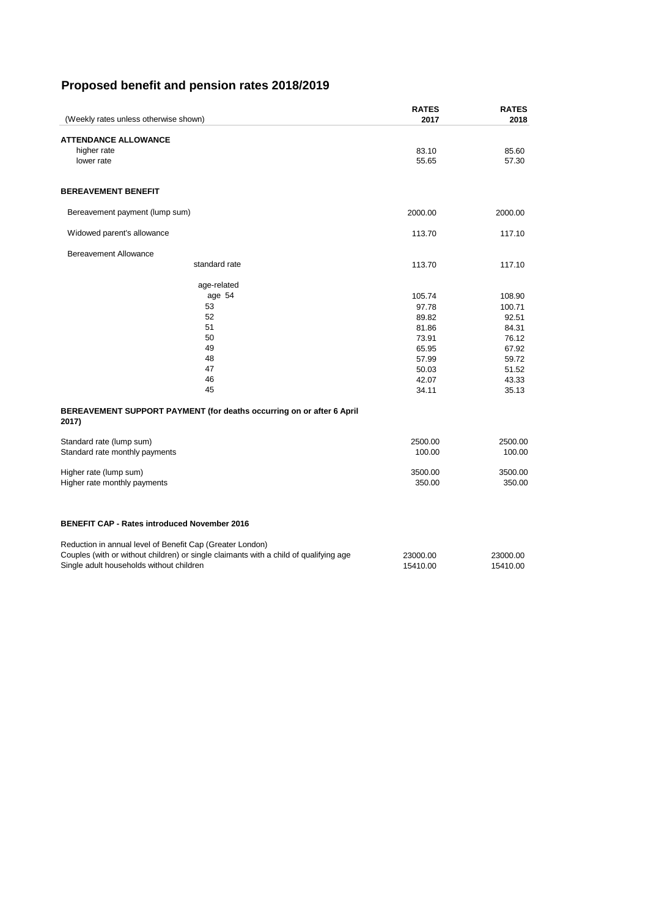# Proposed benefit and pension rates 2018/2019

| (Weekly rates unless otherwise shown) | RATES 2017 | RATES 2018 |
|---|---|---|
| **ATTENDANCE ALLOWANCE** | | |
| higher rate | 83.10 | 85.60 |
| lower rate | 55.65 | 57.30 |
| | | |
| **BEREAVEMENT BENEFIT** | | |
| Bereavement payment (lump sum) | 2000.00 | 2000.00 |
| Widowed parent's allowance | 113.70 | 117.10 |
| Bereavement Allowance | | |
| standard rate | 113.70 | 117.10 |
| age-related | | |
| age 54 | 105.74 | 108.90 |
| 53 | 97.78 | 100.71 |
| 52 | 89.82 | 92.51 |
| 51 | 81.86 | 84.31 |
| 50 | 73.91 | 76.12 |
| 49 | 65.95 | 67.92 |
| 48 | 57.99 | 59.72 |
| 47 | 50.03 | 51.52 |
| 46 | 42.07 | 43.33 |
| 45 | 34.11 | 35.13 |
| | | |
| **BEREAVEMENT SUPPORT PAYMENT (for deaths occurring on or after 6 April 2017)** | | |
| Standard rate (lump sum) | 2500.00 | 2500.00 |
| Standard rate monthly payments | 100.00 | 100.00 |
| Higher rate (lump sum) | 3500.00 | 3500.00 |
| Higher rate monthly payments | 350.00 | 350.00 |
| | | |
| **BENEFIT CAP - Rates introduced November 2016** | | |
| Reduction in annual level of Benefit Cap (Greater London) | | |
| Couples (with or without children) or single claimants with a child of qualifying age | 23000.00 | 23000.00 |
| Single adult households without children | 15410.00 | 15410.00 |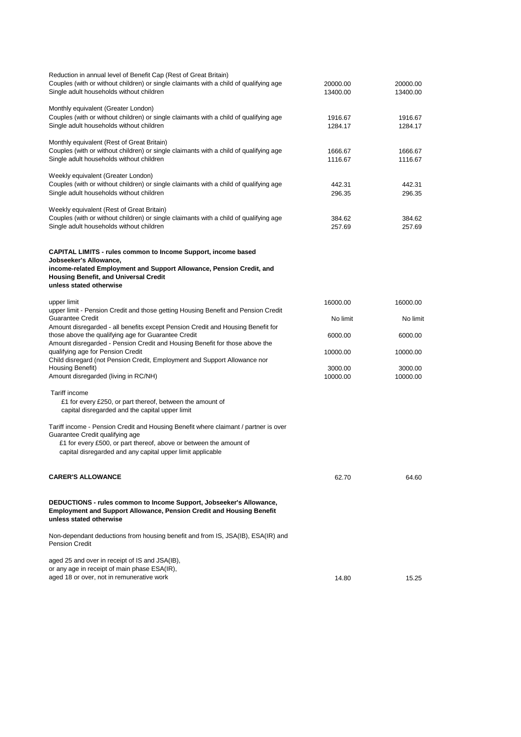| | | |
|---|---|---|
| Reduction in annual level of Benefit Cap (Rest of Great Britain) | | |
| Couples (with or without children) or single claimants with a child of qualifying age | 20000.00 | 20000.00 |
| Single adult households without children | 13400.00 | 13400.00 |
| | | |
| Monthly equivalent (Greater London) | | |
| Couples (with or without children) or single claimants with a child of qualifying age | 1916.67 | 1916.67 |
| Single adult households without children | 1284.17 | 1284.17 |
| | | |
| Monthly equivalent (Rest of Great Britain) | | |
| Couples (with or without children) or single claimants with a child of qualifying age | 1666.67 | 1666.67 |
| Single adult households without children | 1116.67 | 1116.67 |
| | | |
| Weekly equivalent (Greater London) | | |
| Couples (with or without children) or single claimants with a child of qualifying age | 442.31 | 442.31 |
| Single adult households without children | 296.35 | 296.35 |
| | | |
| Weekly equivalent (Rest of Great Britain) | | |
| Couples (with or without children) or single claimants with a child of qualifying age | 384.62 | 384.62 |
| Single adult households without children | 257.69 | 257.69 |
| | | |
| **CAPITAL LIMITS - rules common to Income Support, income based Jobseeker's Allowance, income-related Employment and Support Allowance, Pension Credit, and Housing Benefit, and Universal Credit unless stated otherwise** | | |
| | | |
| upper limit | 16000.00 | 16000.00 |
| upper limit - Pension Credit and those getting Housing Benefit and Pension Credit Guarantee Credit | No limit | No limit |
| Amount disregarded - all benefits except Pension Credit and Housing Benefit for those above the qualifying age for Guarantee Credit | 6000.00 | 6000.00 |
| Amount disregarded - Pension Credit and Housing Benefit for those above the qualifying age for Pension Credit | 10000.00 | 10000.00 |
| Child disregard (not Pension Credit, Employment and Support Allowance nor Housing Benefit) | 3000.00 | 3000.00 |
| Amount disregarded (living in RC/NH) | 10000.00 | 10000.00 |
| | | |
| Tariff income | | |
| £1 for every £250, or part thereof, between the amount of capital disregarded and the capital upper limit | | |
| | | |
| Tariff income - Pension Credit and Housing Benefit where claimant / partner is over Guarantee Credit qualifying age | | |
| £1 for every £500, or part thereof, above or between the amount of capital disregarded and any capital upper limit applicable | | |
| | | |
| **CARER'S ALLOWANCE** | 62.70 | 64.60 |
| | | |
| **DEDUCTIONS - rules common to Income Support, Jobseeker's Allowance, Employment and Support Allowance, Pension Credit and Housing Benefit unless stated otherwise** | | |
| | | |
| Non-dependant deductions from housing benefit and from IS, JSA(IB), ESA(IR) and Pension Credit | | |
| | | |
| aged 25 and over in receipt of IS and JSA(IB), or any age in receipt of main phase ESA(IR), aged 18 or over, not in remunerative work | 14.80 | 15.25 |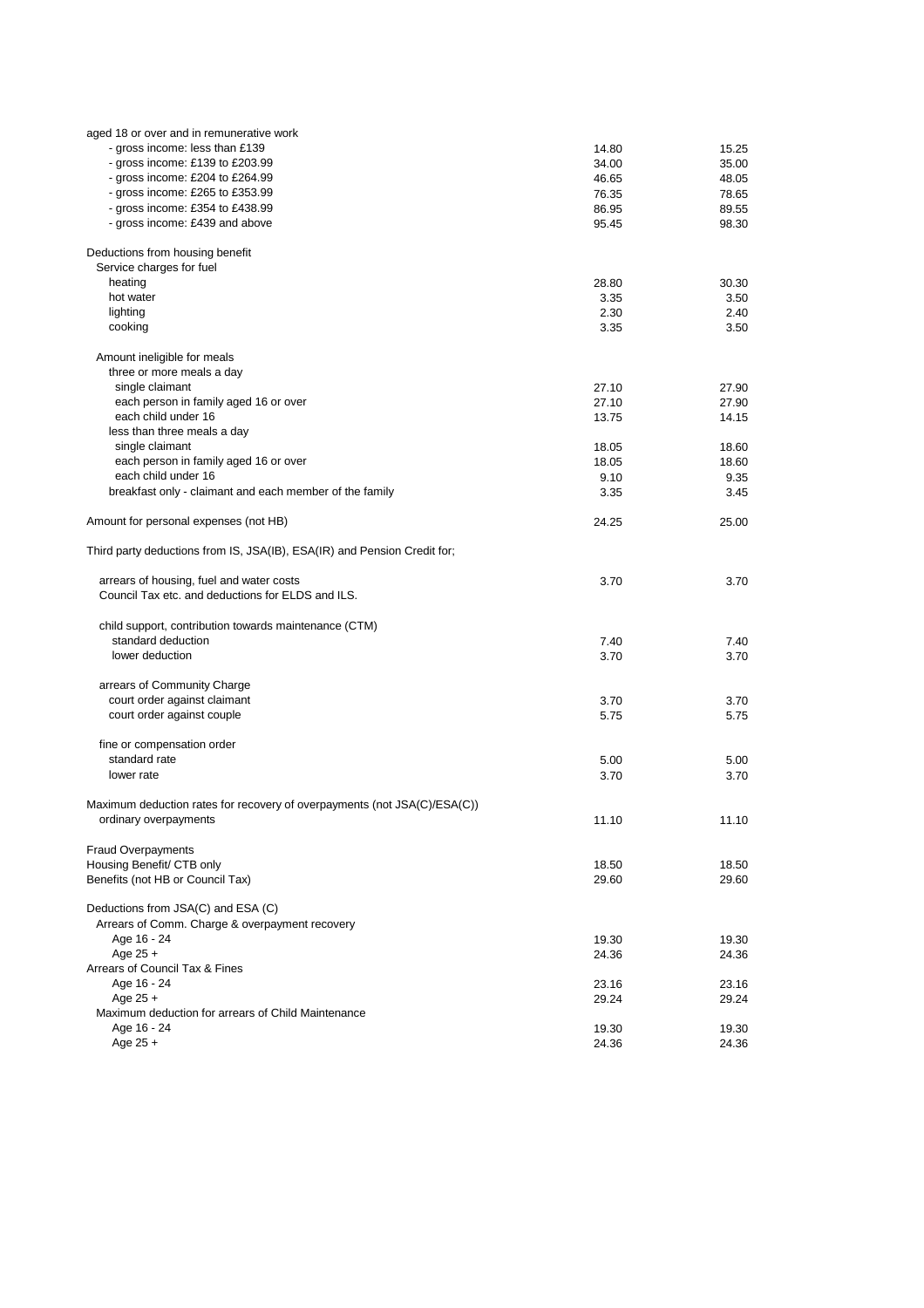| | | |
|---|---|---|
| aged 18 or over and in remunerative work | | |
| - gross income: less than £139 | 14.80 | 15.25 |
| - gross income: £139 to £203.99 | 34.00 | 35.00 |
| - gross income: £204 to £264.99 | 46.65 | 48.05 |
| - gross income: £265 to £353.99 | 76.35 | 78.65 |
| - gross income: £354 to £438.99 | 86.95 | 89.55 |
| - gross income: £439 and above | 95.45 | 98.30 |
| | | |
| Deductions from housing benefit | | |
| Service charges for fuel | | |
| heating | 28.80 | 30.30 |
| hot water | 3.35 | 3.50 |
| lighting | 2.30 | 2.40 |
| cooking | 3.35 | 3.50 |
| | | |
| Amount ineligible for meals | | |
| three or more meals a day | | |
| single claimant | 27.10 | 27.90 |
| each person in family aged 16 or over | 27.10 | 27.90 |
| each child under 16 | 13.75 | 14.15 |
| less than three meals a day | | |
| single claimant | 18.05 | 18.60 |
| each person in family aged 16 or over | 18.05 | 18.60 |
| each child under 16 | 9.10 | 9.35 |
| breakfast only - claimant and each member of the family | 3.35 | 3.45 |
| | | |
| Amount for personal expenses (not HB) | 24.25 | 25.00 |
| | | |
| Third party deductions from IS, JSA(IB), ESA(IR) and Pension Credit for; | | |
| | | |
| arrears of housing, fuel and water costs | 3.70 | 3.70 |
| Council Tax etc. and deductions for ELDS and ILS. | | |
| | | |
| child support, contribution towards maintenance (CTM) | | |
| standard deduction | 7.40 | 7.40 |
| lower deduction | 3.70 | 3.70 |
| | | |
| arrears of Community Charge | | |
| court order against claimant | 3.70 | 3.70 |
| court order against couple | 5.75 | 5.75 |
| | | |
| fine or compensation order | | |
| standard rate | 5.00 | 5.00 |
| lower rate | 3.70 | 3.70 |
| | | |
| Maximum deduction rates for recovery of overpayments (not JSA(C)/ESA(C)) | | |
| ordinary overpayments | 11.10 | 11.10 |
| | | |
| Fraud Overpayments | | |
| Housing Benefit/ CTB only | 18.50 | 18.50 |
| Benefits (not HB or Council Tax) | 29.60 | 29.60 |
| | | |
| Deductions from JSA(C) and ESA (C) | | |
| Arrears of Comm. Charge & overpayment recovery | | |
| Age 16 - 24 | 19.30 | 19.30 |
| Age 25 + | 24.36 | 24.36 |
| Arrears of Council Tax & Fines | | |
| Age 16 - 24 | 23.16 | 23.16 |
| Age 25 + | 29.24 | 29.24 |
| Maximum deduction for arrears of Child Maintenance | | |
| Age 16 - 24 | 19.30 | 19.30 |
| Age 25 + | 24.36 | 24.36 |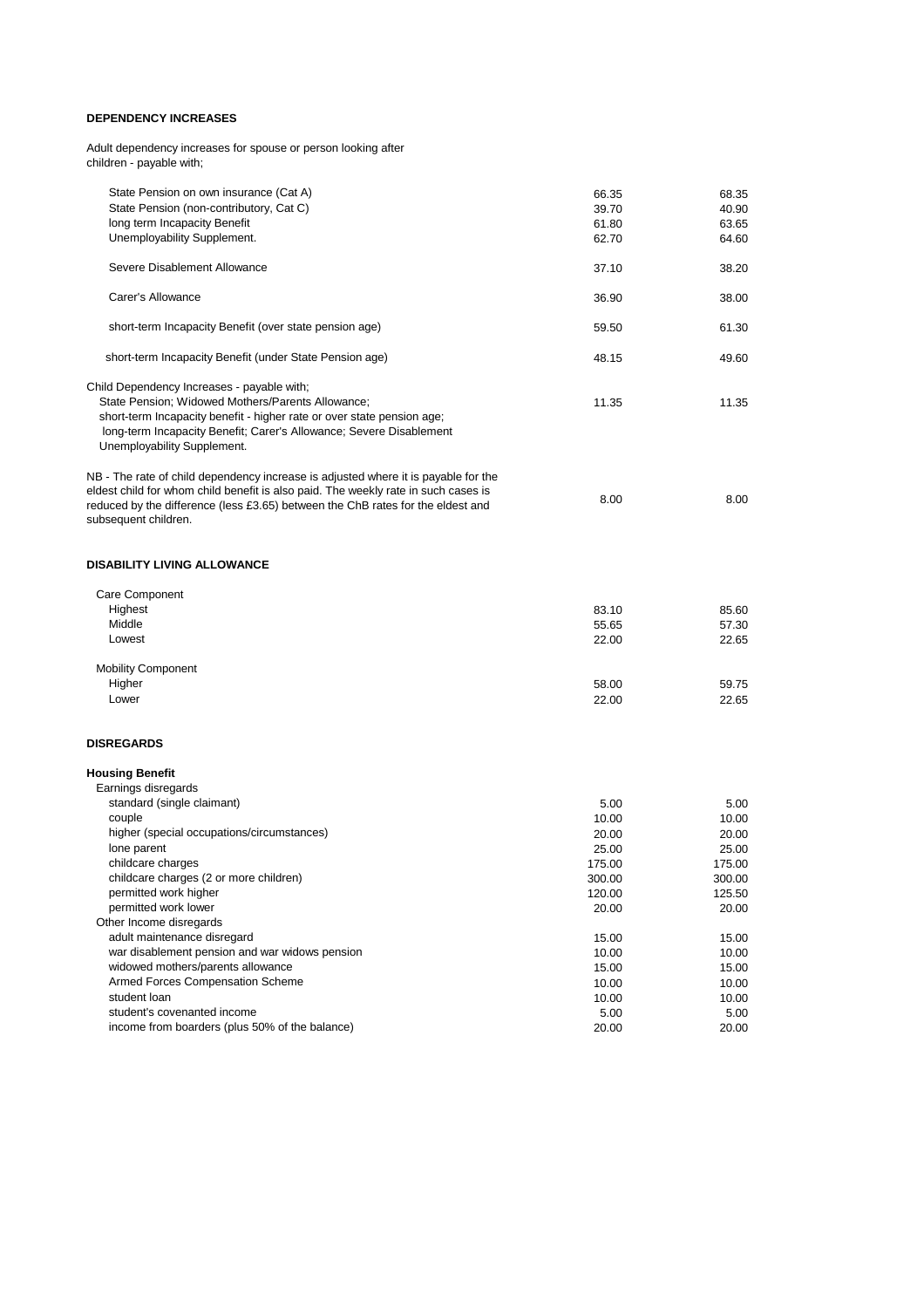**DEPENDENCY INCREASES**

Adult dependency increases for spouse or person looking after children - payable with;

| | | |
|---|---|---|
| State Pension on own insurance (Cat A) | 66.35 | 68.35 |
| State Pension (non-contributory, Cat C) | 39.70 | 40.90 |
| long term Incapacity Benefit | 61.80 | 63.65 |
| Unemployability Supplement. | 62.70 | 64.60 |
| Severe Disablement Allowance | 37.10 | 38.20 |
| Carer's Allowance | 36.90 | 38.00 |
| short-term Incapacity Benefit (over state pension age) | 59.50 | 61.30 |
| short-term Incapacity Benefit (under State Pension age) | 48.15 | 49.60 |
| Child Dependency Increases - payable with; State Pension; Widowed Mothers/Parents Allowance; short-term Incapacity benefit - higher rate or over state pension age; long-term Incapacity Benefit; Carer's Allowance; Severe Disablement Unemployability Supplement. | 11.35 | 11.35 |
| NB - The rate of child dependency increase is adjusted where it is payable for the eldest child for whom child benefit is also paid. The weekly rate in such cases is reduced by the difference (less £3.65) between the ChB rates for the eldest and subsequent children. | 8.00 | 8.00 |

**DISABILITY LIVING ALLOWANCE**

| | | |
|---|---|---|
| Care Component | | |
| Highest | 83.10 | 85.60 |
| Middle | 55.65 | 57.30 |
| Lowest | 22.00 | 22.65 |
| Mobility Component | | |
| Higher | 58.00 | 59.75 |
| Lower | 22.00 | 22.65 |

**DISREGARDS**

**Housing Benefit**

| | | |
|---|---|---|
| Earnings disregards | | |
| standard (single claimant) | 5.00 | 5.00 |
| couple | 10.00 | 10.00 |
| higher (special occupations/circumstances) | 20.00 | 20.00 |
| lone parent | 25.00 | 25.00 |
| childcare charges | 175.00 | 175.00 |
| childcare charges (2 or more children) | 300.00 | 300.00 |
| permitted work higher | 120.00 | 125.50 |
| permitted work lower | 20.00 | 20.00 |
| Other Income disregards | | |
| adult maintenance disregard | 15.00 | 15.00 |
| war disablement pension and war widows pension | 10.00 | 10.00 |
| widowed mothers/parents allowance | 15.00 | 15.00 |
| Armed Forces Compensation Scheme | 10.00 | 10.00 |
| student loan | 10.00 | 10.00 |
| student's covenanted income | 5.00 | 5.00 |
| income from boarders (plus 50% of the balance) | 20.00 | 20.00 |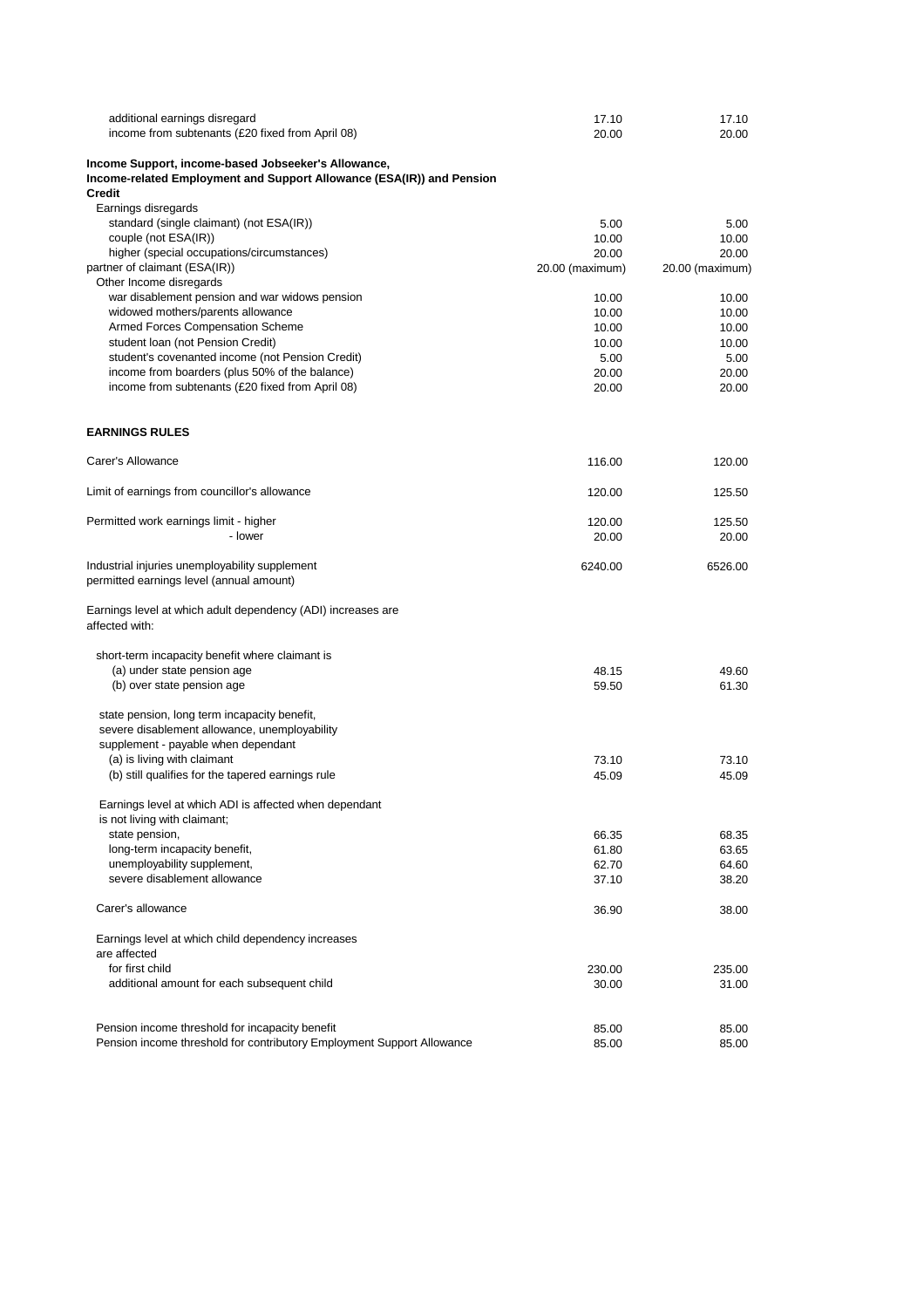| | | |
|---|---|---|
| additional earnings disregard | 17.10 | 17.10 |
| income from subtenants (£20 fixed from April 08) | 20.00 | 20.00 |
| | | |
| **Income Support, income-based Jobseeker's Allowance, Income-related Employment and Support Allowance (ESA(IR)) and Pension Credit** | | |
| Earnings disregards | | |
| standard (single claimant) (not ESA(IR)) | 5.00 | 5.00 |
| couple (not ESA(IR)) | 10.00 | 10.00 |
| higher (special occupations/circumstances) | 20.00 | 20.00 |
| partner of claimant (ESA(IR)) | 20.00 (maximum) | 20.00 (maximum) |
| Other Income disregards | | |
| war disablement pension and war widows pension | 10.00 | 10.00 |
| widowed mothers/parents allowance | 10.00 | 10.00 |
| Armed Forces Compensation Scheme | 10.00 | 10.00 |
| student loan (not Pension Credit) | 10.00 | 10.00 |
| student's covenanted income (not Pension Credit) | 5.00 | 5.00 |
| income from boarders (plus 50% of the balance) | 20.00 | 20.00 |
| income from subtenants (£20 fixed from April 08) | 20.00 | 20.00 |

**EARNINGS RULES**

| | | |
|---|---|---|
| Carer's Allowance | 116.00 | 120.00 |
| Limit of earnings from councillor's allowance | 120.00 | 125.50 |
| Permitted work earnings limit - higher | 120.00 | 125.50 |
| - lower | 20.00 | 20.00 |
| Industrial injuries unemployability supplement permitted earnings level (annual amount) | 6240.00 | 6526.00 |
| Earnings level at which adult dependency (ADI) increases are affected with: | | |
| short-term incapacity benefit where claimant is | | |
| (a) under state pension age | 48.15 | 49.60 |
| (b) over state pension age | 59.50 | 61.30 |
| state pension, long term incapacity benefit, severe disablement allowance, unemployability supplement - payable when dependant | | |
| (a) is living with claimant | 73.10 | 73.10 |
| (b) still qualifies for the tapered earnings rule | 45.09 | 45.09 |
| Earnings level at which ADI is affected when dependant is not living with claimant; | | |
| state pension, | 66.35 | 68.35 |
| long-term incapacity benefit, | 61.80 | 63.65 |
| unemployability supplement, | 62.70 | 64.60 |
| severe disablement allowance | 37.10 | 38.20 |
| Carer's allowance | 36.90 | 38.00 |
| Earnings level at which child dependency increases are affected | | |
| for first child | 230.00 | 235.00 |
| additional amount for each subsequent child | 30.00 | 31.00 |
| Pension income threshold for incapacity benefit | 85.00 | 85.00 |
| Pension income threshold for contributory Employment Support Allowance | 85.00 | 85.00 |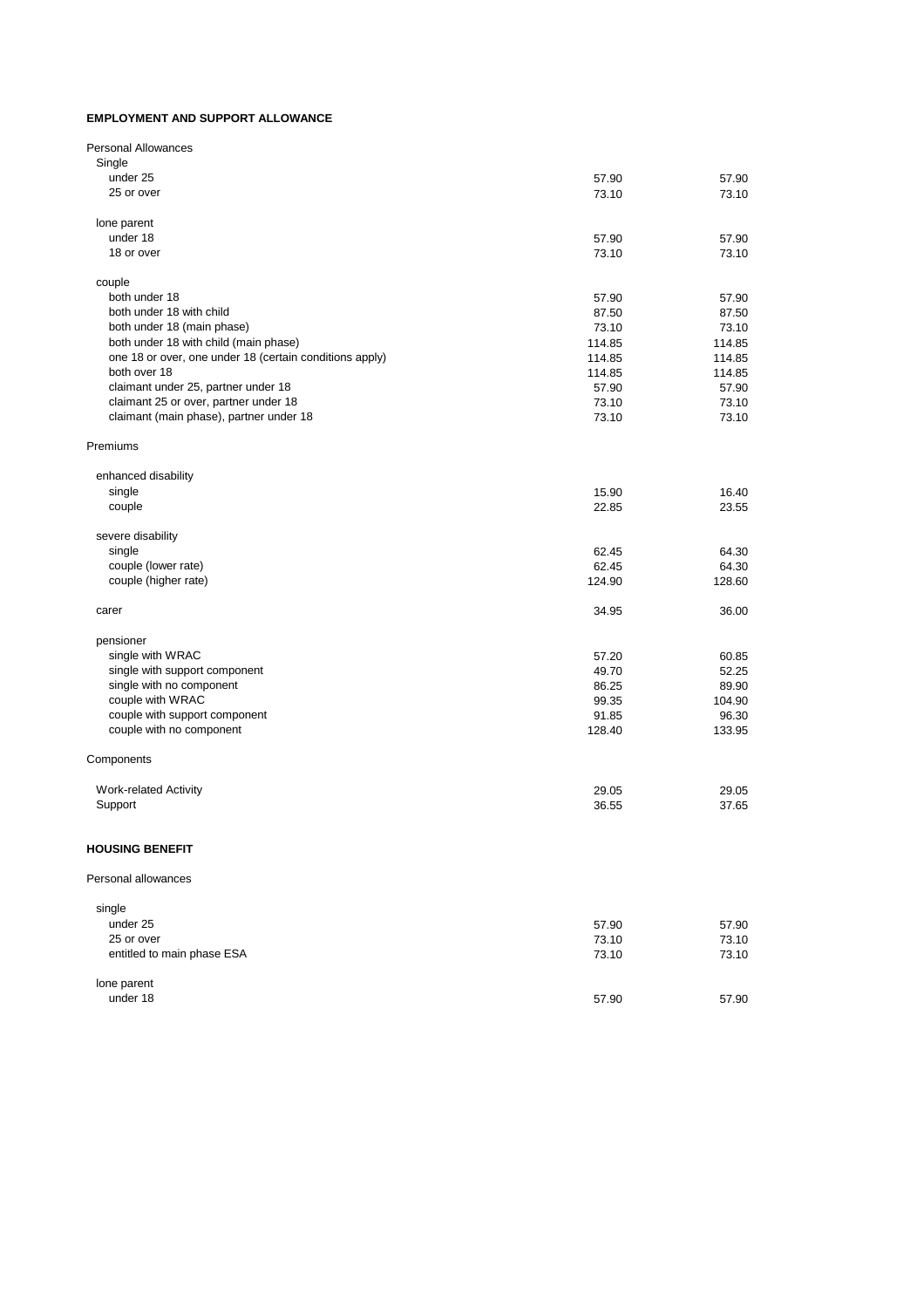**EMPLOYMENT AND SUPPORT ALLOWANCE**

| | | |
|---|---|---|
| Personal Allowances | | |
| Single | | |
| under 25 | 57.90 | 57.90 |
| 25 or over | 73.10 | 73.10 |
| lone parent | | |
| under 18 | 57.90 | 57.90 |
| 18 or over | 73.10 | 73.10 |
| couple | | |
| both under 18 | 57.90 | 57.90 |
| both under 18 with child | 87.50 | 87.50 |
| both under 18 (main phase) | 73.10 | 73.10 |
| both under 18 with child (main phase) | 114.85 | 114.85 |
| one 18 or over, one under 18 (certain conditions apply) | 114.85 | 114.85 |
| both over 18 | 114.85 | 114.85 |
| claimant under 25, partner under 18 | 57.90 | 57.90 |
| claimant 25 or over, partner under 18 | 73.10 | 73.10 |
| claimant (main phase), partner under 18 | 73.10 | 73.10 |
| Premiums | | |
| enhanced disability | | |
| single | 15.90 | 16.40 |
| couple | 22.85 | 23.55 |
| severe disability | | |
| single | 62.45 | 64.30 |
| couple (lower rate) | 62.45 | 64.30 |
| couple (higher rate) | 124.90 | 128.60 |
| carer | 34.95 | 36.00 |
| pensioner | | |
| single with WRAC | 57.20 | 60.85 |
| single with support component | 49.70 | 52.25 |
| single with no component | 86.25 | 89.90 |
| couple with WRAC | 99.35 | 104.90 |
| couple with support component | 91.85 | 96.30 |
| couple with no component | 128.40 | 133.95 |
| Components | | |
| Work-related Activity | 29.05 | 29.05 |
| Support | 36.55 | 37.65 |

**HOUSING BENEFIT**

| | | |
|---|---|---|
| Personal allowances | | |
| single | | |
| under 25 | 57.90 | 57.90 |
| 25 or over | 73.10 | 73.10 |
| entitled to main phase ESA | 73.10 | 73.10 |
| lone parent | | |
| under 18 | 57.90 | 57.90 |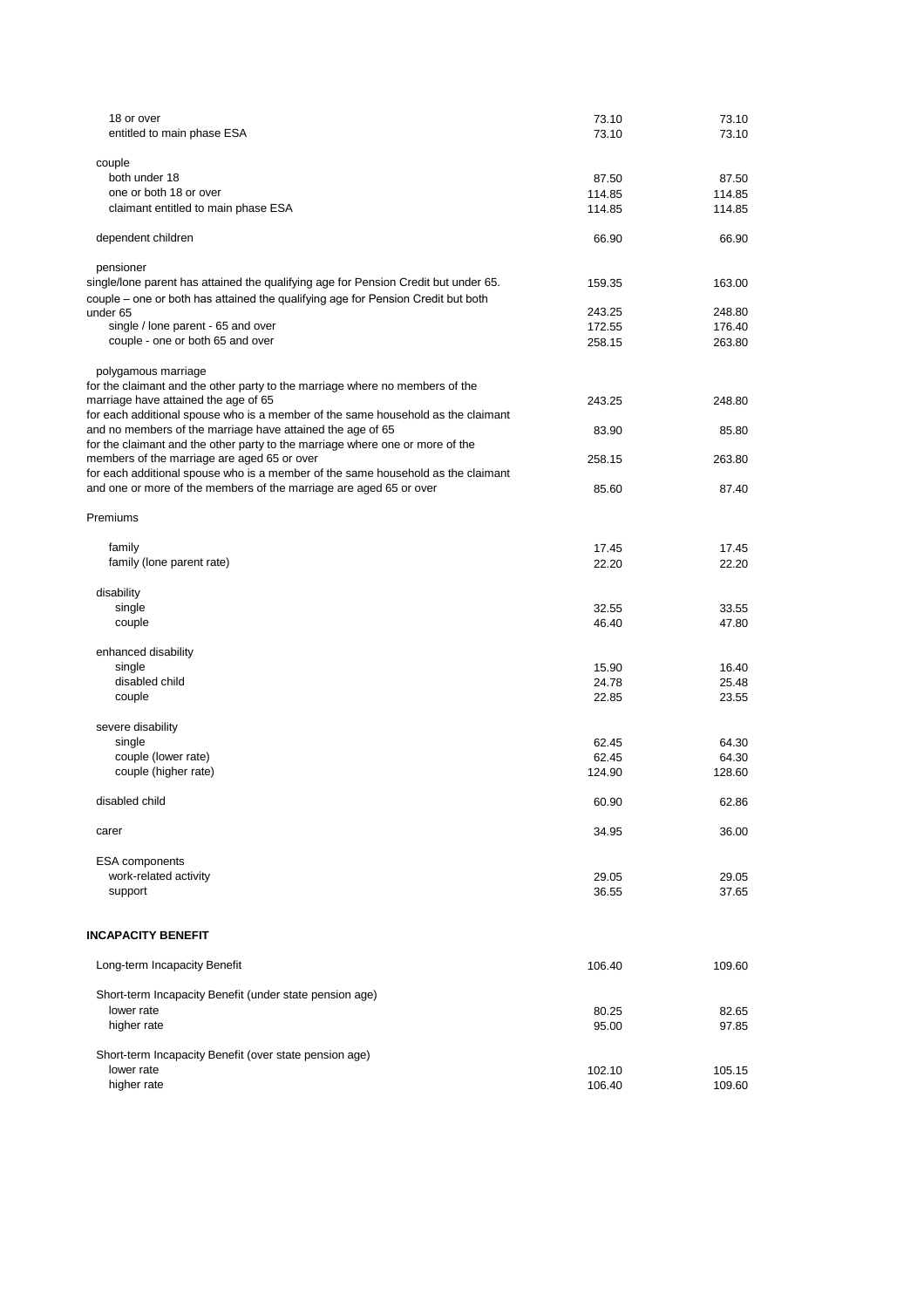| | | |
|---|---|---|
| 18 or over | 73.10 | 73.10 |
| entitled to main phase ESA | 73.10 | 73.10 |
| | | |
| couple | | |
| both under 18 | 87.50 | 87.50 |
| one or both 18 or over | 114.85 | 114.85 |
| claimant entitled to main phase ESA | 114.85 | 114.85 |
| | | |
| dependent children | 66.90 | 66.90 |
| | | |
| pensioner | | |
| single/lone parent has attained the qualifying age for Pension Credit but under 65. | 159.35 | 163.00 |
| couple – one or both has attained the qualifying age for Pension Credit but both under 65 | 243.25 | 248.80 |
| single / lone parent - 65 and over | 172.55 | 176.40 |
| couple - one or both 65 and over | 258.15 | 263.80 |
| | | |
| polygamous marriage | | |
| for the claimant and the other party to the marriage where no members of the marriage have attained the age of 65 | 243.25 | 248.80 |
| for each additional spouse who is a member of the same household as the claimant and no members of the marriage have attained the age of 65 | 83.90 | 85.80 |
| for the claimant and the other party to the marriage where one or more of the members of the marriage are aged 65 or over | 258.15 | 263.80 |
| for each additional spouse who is a member of the same household as the claimant and one or more of the members of the marriage are aged 65 or over | 85.60 | 87.40 |
| | | |
| Premiums | | |
| | | |
| family | 17.45 | 17.45 |
| family (lone parent rate) | 22.20 | 22.20 |
| | | |
| disability | | |
| single | 32.55 | 33.55 |
| couple | 46.40 | 47.80 |
| | | |
| enhanced disability | | |
| single | 15.90 | 16.40 |
| disabled child | 24.78 | 25.48 |
| couple | 22.85 | 23.55 |
| | | |
| severe disability | | |
| single | 62.45 | 64.30 |
| couple (lower rate) | 62.45 | 64.30 |
| couple (higher rate) | 124.90 | 128.60 |
| | | |
| disabled child | 60.90 | 62.86 |
| | | |
| carer | 34.95 | 36.00 |
| | | |
| ESA components | | |
| work-related activity | 29.05 | 29.05 |
| support | 36.55 | 37.65 |
| | | |
| **INCAPACITY BENEFIT** | | |
| | | |
| Long-term Incapacity Benefit | 106.40 | 109.60 |
| | | |
| Short-term Incapacity Benefit (under state pension age) | | |
| lower rate | 80.25 | 82.65 |
| higher rate | 95.00 | 97.85 |
| | | |
| Short-term Incapacity Benefit (over state pension age) | | |
| lower rate | 102.10 | 105.15 |
| higher rate | 106.40 | 109.60 |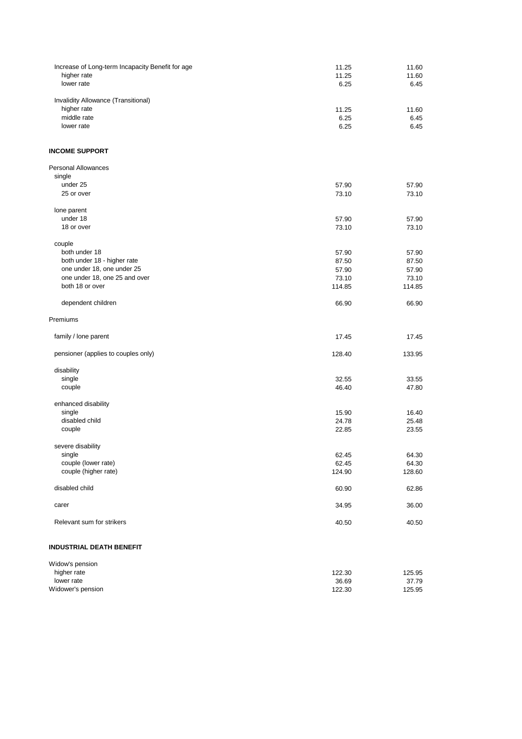| | | |
|---|---|---|
| Increase of Long-term Incapacity Benefit for age | 11.25 | 11.60 |
| higher rate | 11.25 | 11.60 |
| lower rate | 6.25 | 6.45 |
| | | |
| Invalidity Allowance (Transitional) | | |
| higher rate | 11.25 | 11.60 |
| middle rate | 6.25 | 6.45 |
| lower rate | 6.25 | 6.45 |

**INCOME SUPPORT**

| | | |
|---|---|---|
| Personal Allowances | | |
| single | | |
| under 25 | 57.90 | 57.90 |
| 25 or over | 73.10 | 73.10 |
| | | |
| lone parent | | |
| under 18 | 57.90 | 57.90 |
| 18 or over | 73.10 | 73.10 |
| | | |
| couple | | |
| both under 18 | 57.90 | 57.90 |
| both under 18 - higher rate | 87.50 | 87.50 |
| one under 18, one under 25 | 57.90 | 57.90 |
| one under 18, one 25 and over | 73.10 | 73.10 |
| both 18 or over | 114.85 | 114.85 |
| | | |
| dependent children | 66.90 | 66.90 |
| | | |
| Premiums | | |
| | | |
| family / lone parent | 17.45 | 17.45 |
| | | |
| pensioner (applies to couples only) | 128.40 | 133.95 |
| | | |
| disability | | |
| single | 32.55 | 33.55 |
| couple | 46.40 | 47.80 |
| | | |
| enhanced disability | | |
| single | 15.90 | 16.40 |
| disabled child | 24.78 | 25.48 |
| couple | 22.85 | 23.55 |
| | | |
| severe disability | | |
| single | 62.45 | 64.30 |
| couple (lower rate) | 62.45 | 64.30 |
| couple (higher rate) | 124.90 | 128.60 |
| | | |
| disabled child | 60.90 | 62.86 |
| | | |
| carer | 34.95 | 36.00 |
| | | |
| Relevant sum for strikers | 40.50 | 40.50 |

**INDUSTRIAL DEATH BENEFIT**

| | | |
|---|---|---|
| Widow's pension | | |
| higher rate | 122.30 | 125.95 |
| lower rate | 36.69 | 37.79 |
| Widower's pension | 122.30 | 125.95 |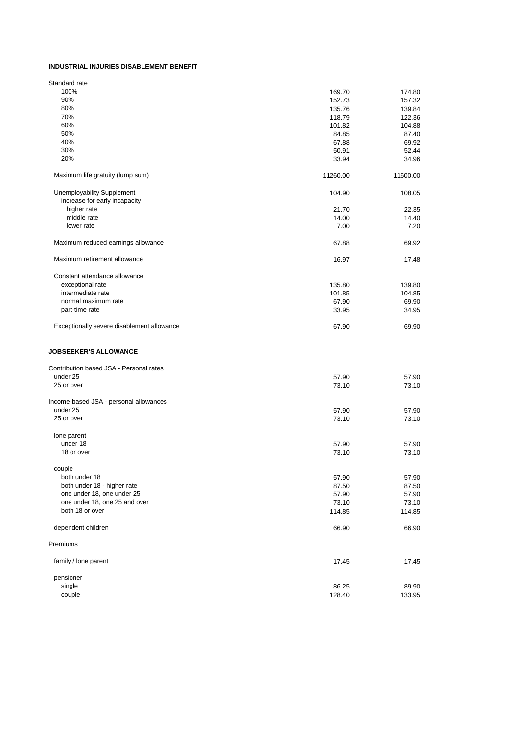**INDUSTRIAL INJURIES DISABLEMENT BENEFIT**

| | | |
|---|---|---|
| Standard rate | | |
| 100% | 169.70 | 174.80 |
| 90% | 152.73 | 157.32 |
| 80% | 135.76 | 139.84 |
| 70% | 118.79 | 122.36 |
| 60% | 101.82 | 104.88 |
| 50% | 84.85 | 87.40 |
| 40% | 67.88 | 69.92 |
| 30% | 50.91 | 52.44 |
| 20% | 33.94 | 34.96 |
| Maximum life gratuity (lump sum) | 11260.00 | 11600.00 |
| Unemployability Supplement | 104.90 | 108.05 |
| increase for early incapacity | | |
| higher rate | 21.70 | 22.35 |
| middle rate | 14.00 | 14.40 |
| lower rate | 7.00 | 7.20 |
| Maximum reduced earnings allowance | 67.88 | 69.92 |
| Maximum retirement allowance | 16.97 | 17.48 |
| Constant attendance allowance | | |
| exceptional rate | 135.80 | 139.80 |
| intermediate rate | 101.85 | 104.85 |
| normal maximum rate | 67.90 | 69.90 |
| part-time rate | 33.95 | 34.95 |
| Exceptionally severe disablement allowance | 67.90 | 69.90 |

**JOBSEEKER'S ALLOWANCE**

| | | |
|---|---|---|
| Contribution based JSA - Personal rates | | |
| under 25 | 57.90 | 57.90 |
| 25 or over | 73.10 | 73.10 |
| Income-based JSA - personal allowances | | |
| under 25 | 57.90 | 57.90 |
| 25 or over | 73.10 | 73.10 |
| lone parent | | |
| under 18 | 57.90 | 57.90 |
| 18 or over | 73.10 | 73.10 |
| couple | | |
| both under 18 | 57.90 | 57.90 |
| both under 18 - higher rate | 87.50 | 87.50 |
| one under 18, one under 25 | 57.90 | 57.90 |
| one under 18, one 25 and over | 73.10 | 73.10 |
| both 18 or over | 114.85 | 114.85 |
| dependent children | 66.90 | 66.90 |
| Premiums | | |
| family / lone parent | 17.45 | 17.45 |
| pensioner | | |
| single | 86.25 | 89.90 |
| couple | 128.40 | 133.95 |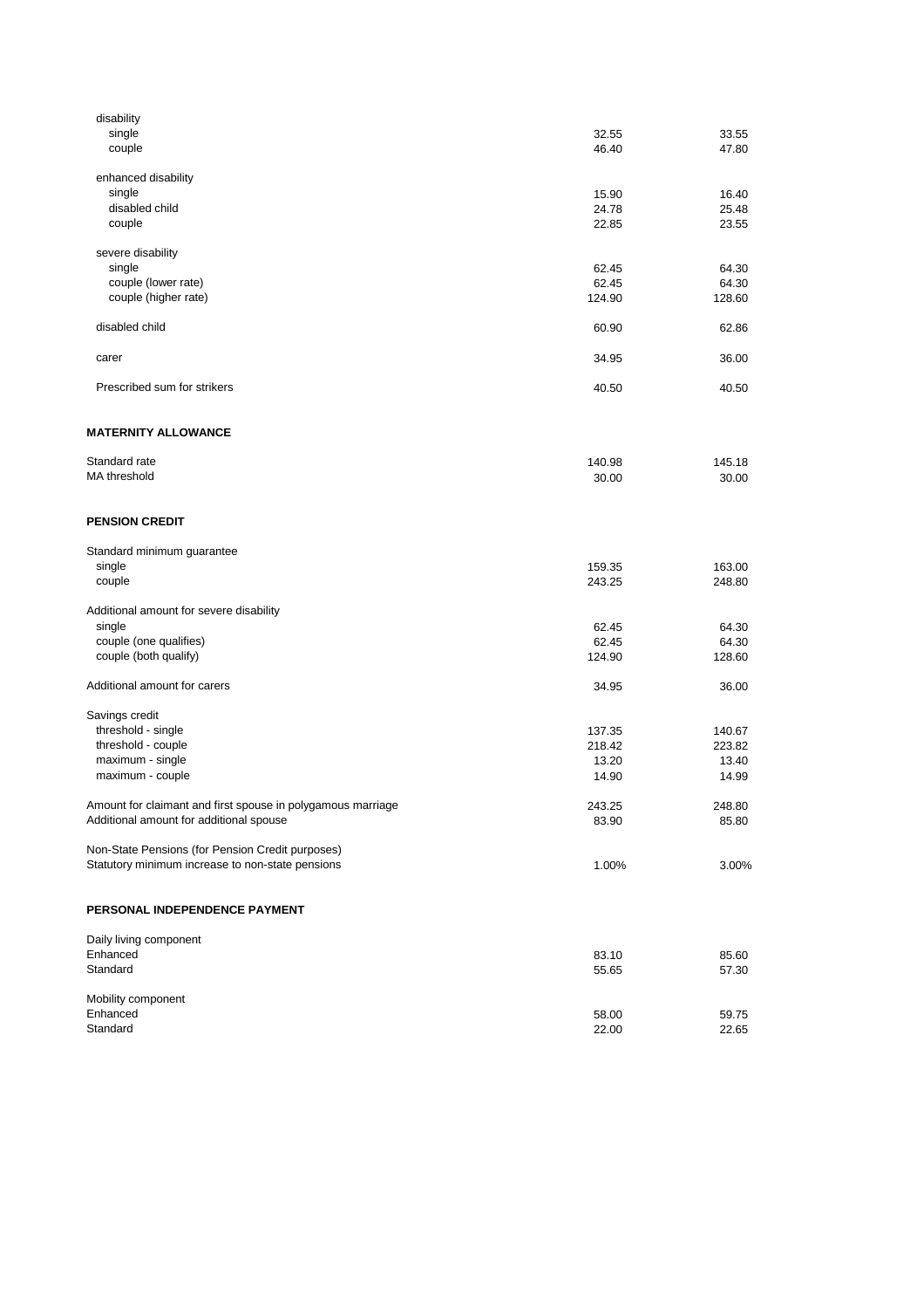| | | |
|---|---|---|
| disability | | |
| single | 32.55 | 33.55 |
| couple | 46.40 | 47.80 |
| | | |
| enhanced disability | | |
| single | 15.90 | 16.40 |
| disabled child | 24.78 | 25.48 |
| couple | 22.85 | 23.55 |
| | | |
| severe disability | | |
| single | 62.45 | 64.30 |
| couple (lower rate) | 62.45 | 64.30 |
| couple (higher rate) | 124.90 | 128.60 |
| | | |
| disabled child | 60.90 | 62.86 |
| | | |
| carer | 34.95 | 36.00 |
| | | |
| Prescribed sum for strikers | 40.50 | 40.50 |

**MATERNITY ALLOWANCE**

| | | |
|---|---|---|
| Standard rate | 140.98 | 145.18 |
| MA threshold | 30.00 | 30.00 |

**PENSION CREDIT**

| | | |
|---|---|---|
| Standard minimum guarantee | | |
| single | 159.35 | 163.00 |
| couple | 243.25 | 248.80 |
| | | |
| Additional amount for severe disability | | |
| single | 62.45 | 64.30 |
| couple (one qualifies) | 62.45 | 64.30 |
| couple (both qualify) | 124.90 | 128.60 |
| | | |
| Additional amount for carers | 34.95 | 36.00 |
| | | |
| Savings credit | | |
| threshold - single | 137.35 | 140.67 |
| threshold - couple | 218.42 | 223.82 |
| maximum - single | 13.20 | 13.40 |
| maximum - couple | 14.90 | 14.99 |
| | | |
| Amount for claimant and first spouse in polygamous marriage | 243.25 | 248.80 |
| Additional amount for additional spouse | 83.90 | 85.80 |
| | | |
| Non-State Pensions (for Pension Credit purposes) | | |
| Statutory minimum increase to non-state pensions | 1.00% | 3.00% |

**PERSONAL INDEPENDENCE PAYMENT**

| | | |
|---|---|---|
| Daily living component | | |
| Enhanced | 83.10 | 85.60 |
| Standard | 55.65 | 57.30 |
| | | |
| Mobility component | | |
| Enhanced | 58.00 | 59.75 |
| Standard | 22.00 | 22.65 |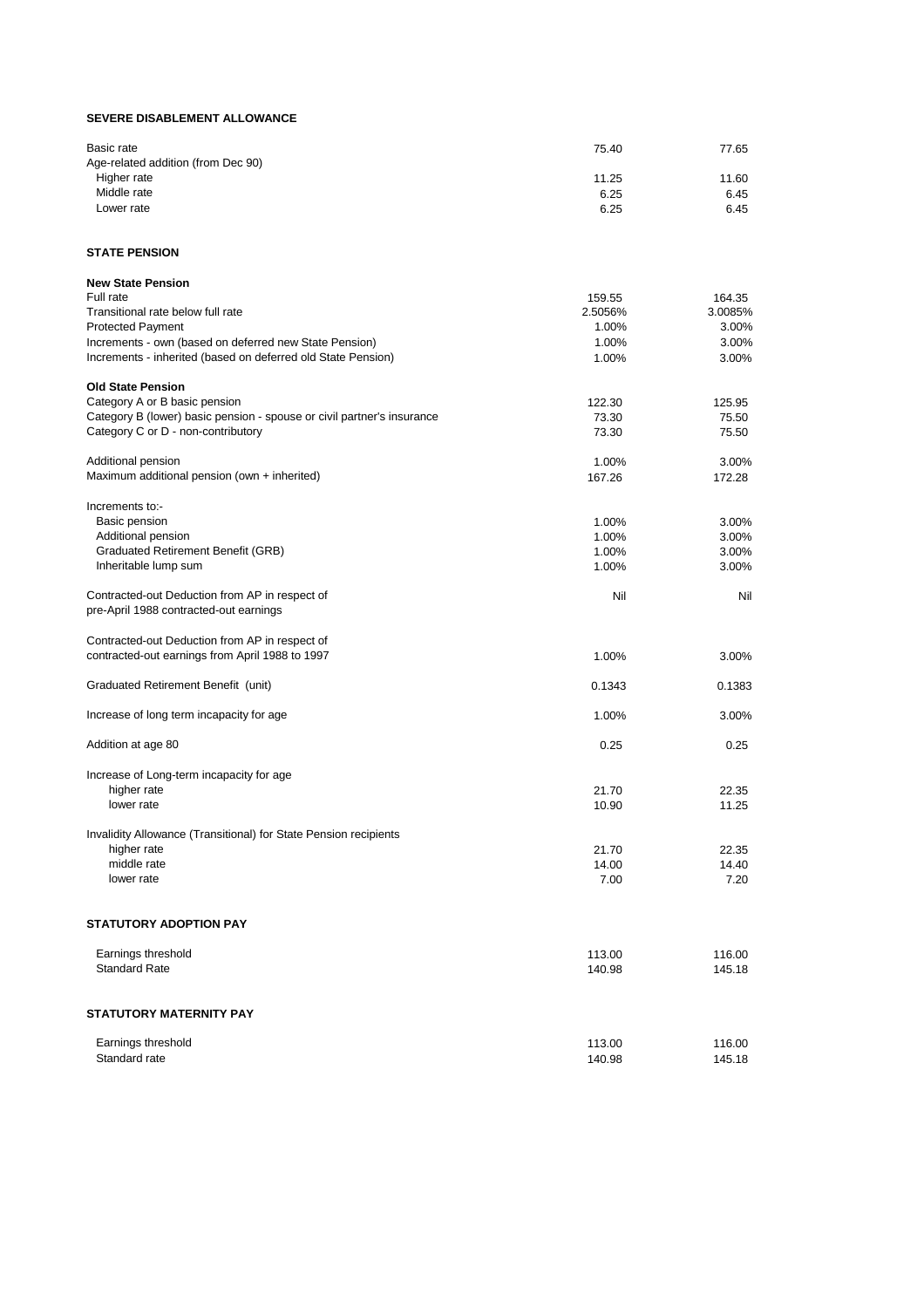## SEVERE DISABLEMENT ALLOWANCE

| | | |
|---|---|---|
| Basic rate | 75.40 | 77.65 |
| Age-related addition (from Dec 90) | | |
| Higher rate | 11.25 | 11.60 |
| Middle rate | 6.25 | 6.45 |
| Lower rate | 6.25 | 6.45 |

## STATE PENSION

| | | |
|---|---|---|
| **New State Pension** | | |
| Full rate | 159.55 | 164.35 |
| Transitional rate below full rate | 2.5056% | 3.0085% |
| Protected Payment | 1.00% | 3.00% |
| Increments - own (based on deferred new State Pension) | 1.00% | 3.00% |
| Increments - inherited (based on deferred old State Pension) | 1.00% | 3.00% |
| **Old State Pension** | | |
| Category A or B basic pension | 122.30 | 125.95 |
| Category B (lower) basic pension - spouse or civil partner's insurance | 73.30 | 75.50 |
| Category C or D - non-contributory | 73.30 | 75.50 |
| Additional pension | 1.00% | 3.00% |
| Maximum additional pension (own + inherited) | 167.26 | 172.28 |
| Increments to:- | | |
| Basic pension | 1.00% | 3.00% |
| Additional pension | 1.00% | 3.00% |
| Graduated Retirement Benefit (GRB) | 1.00% | 3.00% |
| Inheritable lump sum | 1.00% | 3.00% |
| Contracted-out Deduction from AP in respect of pre-April 1988 contracted-out earnings | Nil | Nil |
| Contracted-out Deduction from AP in respect of contracted-out earnings from April 1988 to 1997 | 1.00% | 3.00% |
| Graduated Retirement Benefit (unit) | 0.1343 | 0.1383 |
| Increase of long term incapacity for age | 1.00% | 3.00% |
| Addition at age 80 | 0.25 | 0.25 |
| Increase of Long-term incapacity for age | | |
| higher rate | 21.70 | 22.35 |
| lower rate | 10.90 | 11.25 |
| Invalidity Allowance (Transitional) for State Pension recipients | | |
| higher rate | 21.70 | 22.35 |
| middle rate | 14.00 | 14.40 |
| lower rate | 7.00 | 7.20 |

## STATUTORY ADOPTION PAY

| | | |
|---|---|---|
| Earnings threshold | 113.00 | 116.00 |
| Standard Rate | 140.98 | 145.18 |

## STATUTORY MATERNITY PAY

| | | |
|---|---|---|
| Earnings threshold | 113.00 | 116.00 |
| Standard rate | 140.98 | 145.18 |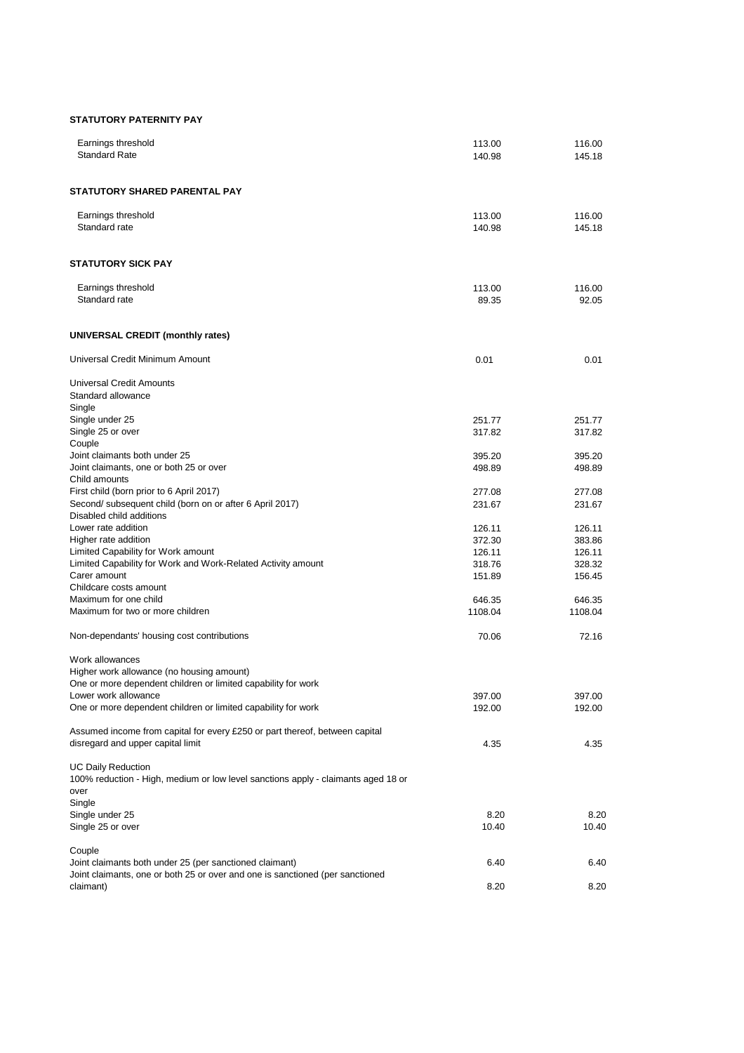**STATUTORY PATERNITY PAY**

| | | |
|---|---|---|
| Earnings threshold | 113.00 | 116.00 |
| Standard Rate | 140.98 | 145.18 |

**STATUTORY SHARED PARENTAL PAY**

| | | |
|---|---|---|
| Earnings threshold | 113.00 | 116.00 |
| Standard rate | 140.98 | 145.18 |

**STATUTORY SICK PAY**

| | | |
|---|---|---|
| Earnings threshold | 113.00 | 116.00 |
| Standard rate | 89.35 | 92.05 |

**UNIVERSAL CREDIT (monthly rates)**

| | | |
|---|---|---|
| Universal Credit Minimum Amount | 0.01 | 0.01 |
| Universal Credit Amounts | | |
| Standard allowance | | |
| Single | | |
| Single under 25 | 251.77 | 251.77 |
| Single 25 or over | 317.82 | 317.82 |
| Couple | | |
| Joint claimants both under 25 | 395.20 | 395.20 |
| Joint claimants, one or both 25 or over | 498.89 | 498.89 |
| Child amounts | | |
| First child (born prior to 6 April 2017) | 277.08 | 277.08 |
| Second/ subsequent child (born on or after 6 April 2017) | 231.67 | 231.67 |
| Disabled child additions | | |
| Lower rate addition | 126.11 | 126.11 |
| Higher rate addition | 372.30 | 383.86 |
| Limited Capability for Work amount | 126.11 | 126.11 |
| Limited Capability for Work and Work-Related Activity amount | 318.76 | 328.32 |
| Carer amount | 151.89 | 156.45 |
| Childcare costs amount | | |
| Maximum for one child | 646.35 | 646.35 |
| Maximum for two or more children | 1108.04 | 1108.04 |
| Non-dependants' housing cost contributions | 70.06 | 72.16 |
| Work allowances | | |
| Higher work allowance (no housing amount) | | |
| One or more dependent children or limited capability for work | | |
| Lower work allowance | 397.00 | 397.00 |
| One or more dependent children or limited capability for work | 192.00 | 192.00 |
| Assumed income from capital for every £250 or part thereof, between capital disregard and upper capital limit | 4.35 | 4.35 |
| UC Daily Reduction | | |
| 100% reduction - High, medium or low level sanctions apply - claimants aged 18 or over | | |
| Single | | |
| Single under 25 | 8.20 | 8.20 |
| Single 25 or over | 10.40 | 10.40 |
| Couple | | |
| Joint claimants both under 25 (per sanctioned claimant) | 6.40 | 6.40 |
| Joint claimants, one or both 25 or over and one is sanctioned (per sanctioned claimant) | 8.20 | 8.20 |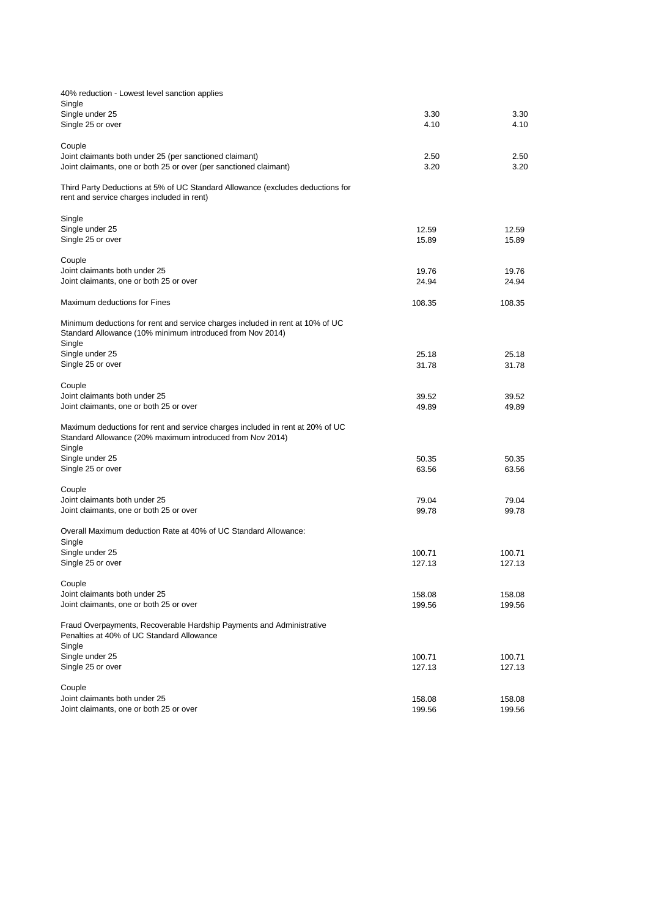| | | |
|---|---|---|
| 40% reduction - Lowest level sanction applies | | |
| Single | | |
| Single under 25 | 3.30 | 3.30 |
| Single 25 or over | 4.10 | 4.10 |
| | | |
| Couple | | |
| Joint claimants both under 25 (per sanctioned claimant) | 2.50 | 2.50 |
| Joint claimants, one or both 25 or over (per sanctioned claimant) | 3.20 | 3.20 |
| | | |
| Third Party Deductions at 5% of UC Standard Allowance (excludes deductions for rent and service charges included in rent) | | |
| | | |
| Single | | |
| Single under 25 | 12.59 | 12.59 |
| Single 25 or over | 15.89 | 15.89 |
| | | |
| Couple | | |
| Joint claimants both under 25 | 19.76 | 19.76 |
| Joint claimants, one or both 25 or over | 24.94 | 24.94 |
| | | |
| Maximum deductions for Fines | 108.35 | 108.35 |
| | | |
| Minimum deductions for rent and service charges included in rent at 10% of UC Standard Allowance (10% minimum introduced from Nov 2014) | | |
| Single | | |
| Single under 25 | 25.18 | 25.18 |
| Single 25 or over | 31.78 | 31.78 |
| | | |
| Couple | | |
| Joint claimants both under 25 | 39.52 | 39.52 |
| Joint claimants, one or both 25 or over | 49.89 | 49.89 |
| | | |
| Maximum deductions for rent and service charges included in rent at 20% of UC Standard Allowance (20% maximum introduced from Nov 2014) | | |
| Single | | |
| Single under 25 | 50.35 | 50.35 |
| Single 25 or over | 63.56 | 63.56 |
| | | |
| Couple | | |
| Joint claimants both under 25 | 79.04 | 79.04 |
| Joint claimants, one or both 25 or over | 99.78 | 99.78 |
| | | |
| Overall Maximum deduction Rate at 40% of UC Standard Allowance: | | |
| Single | | |
| Single under 25 | 100.71 | 100.71 |
| Single 25 or over | 127.13 | 127.13 |
| | | |
| Couple | | |
| Joint claimants both under 25 | 158.08 | 158.08 |
| Joint claimants, one or both 25 or over | 199.56 | 199.56 |
| | | |
| Fraud Overpayments, Recoverable Hardship Payments and Administrative Penalties at 40% of UC Standard Allowance | | |
| Single | | |
| Single under 25 | 100.71 | 100.71 |
| Single 25 or over | 127.13 | 127.13 |
| | | |
| Couple | | |
| Joint claimants both under 25 | 158.08 | 158.08 |
| Joint claimants, one or both 25 or over | 199.56 | 199.56 |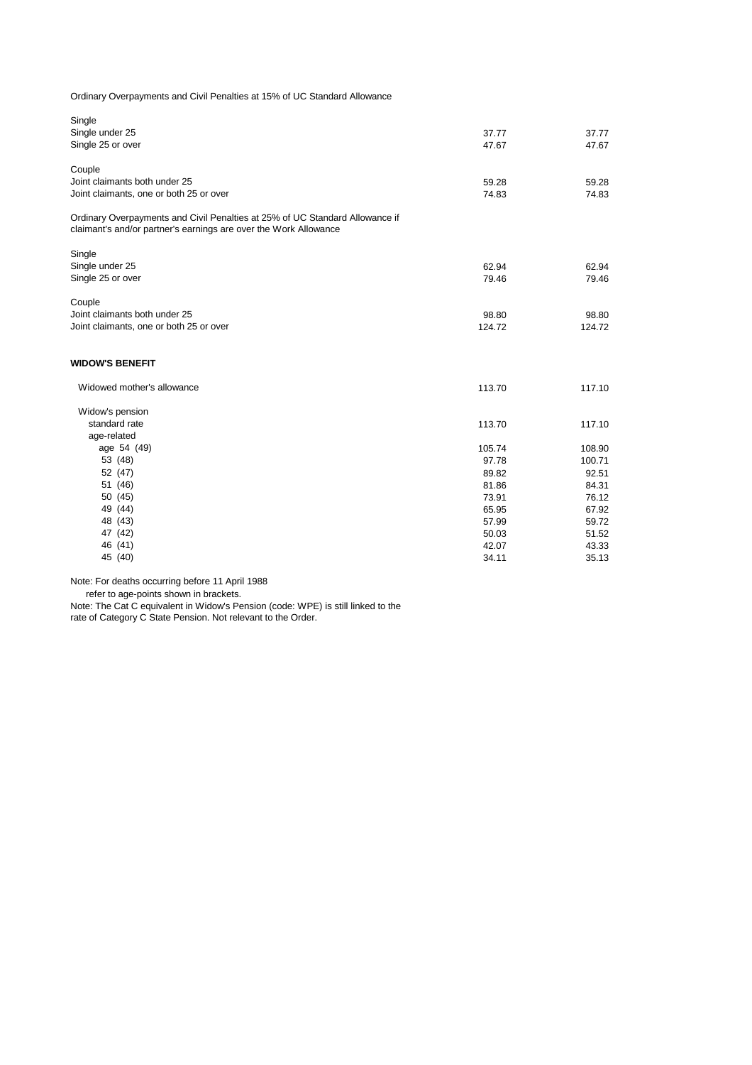Ordinary Overpayments and Civil Penalties at 15% of UC Standard Allowance

| | | |
|---|---|---|
| Single | | |
| Single under 25 | 37.77 | 37.77 |
| Single 25 or over | 47.67 | 47.67 |
| Couple | | |
| Joint claimants both under 25 | 59.28 | 59.28 |
| Joint claimants, one or both 25 or over | 74.83 | 74.83 |

Ordinary Overpayments and Civil Penalties at 25% of UC Standard Allowance if claimant's and/or partner's earnings are over the Work Allowance

| | | |
|---|---|---|
| Single | | |
| Single under 25 | 62.94 | 62.94 |
| Single 25 or over | 79.46 | 79.46 |
| Couple | | |
| Joint claimants both under 25 | 98.80 | 98.80 |
| Joint claimants, one or both 25 or over | 124.72 | 124.72 |

**WIDOW'S BENEFIT**

| | | |
|---|---|---|
| Widowed mother's allowance | 113.70 | 117.10 |
| Widow's pension | | |
| standard rate | 113.70 | 117.10 |
| age-related | | |
| age 54 (49) | 105.74 | 108.90 |
| 53 (48) | 97.78 | 100.71 |
| 52 (47) | 89.82 | 92.51 |
| 51 (46) | 81.86 | 84.31 |
| 50 (45) | 73.91 | 76.12 |
| 49 (44) | 65.95 | 67.92 |
| 48 (43) | 57.99 | 59.72 |
| 47 (42) | 50.03 | 51.52 |
| 46 (41) | 42.07 | 43.33 |
| 45 (40) | 34.11 | 35.13 |

Note: For deaths occurring before 11 April 1988
refer to age-points shown in brackets.

Note: The Cat C equivalent in Widow's Pension (code: WPE) is still linked to the rate of Category C State Pension. Not relevant to the Order.